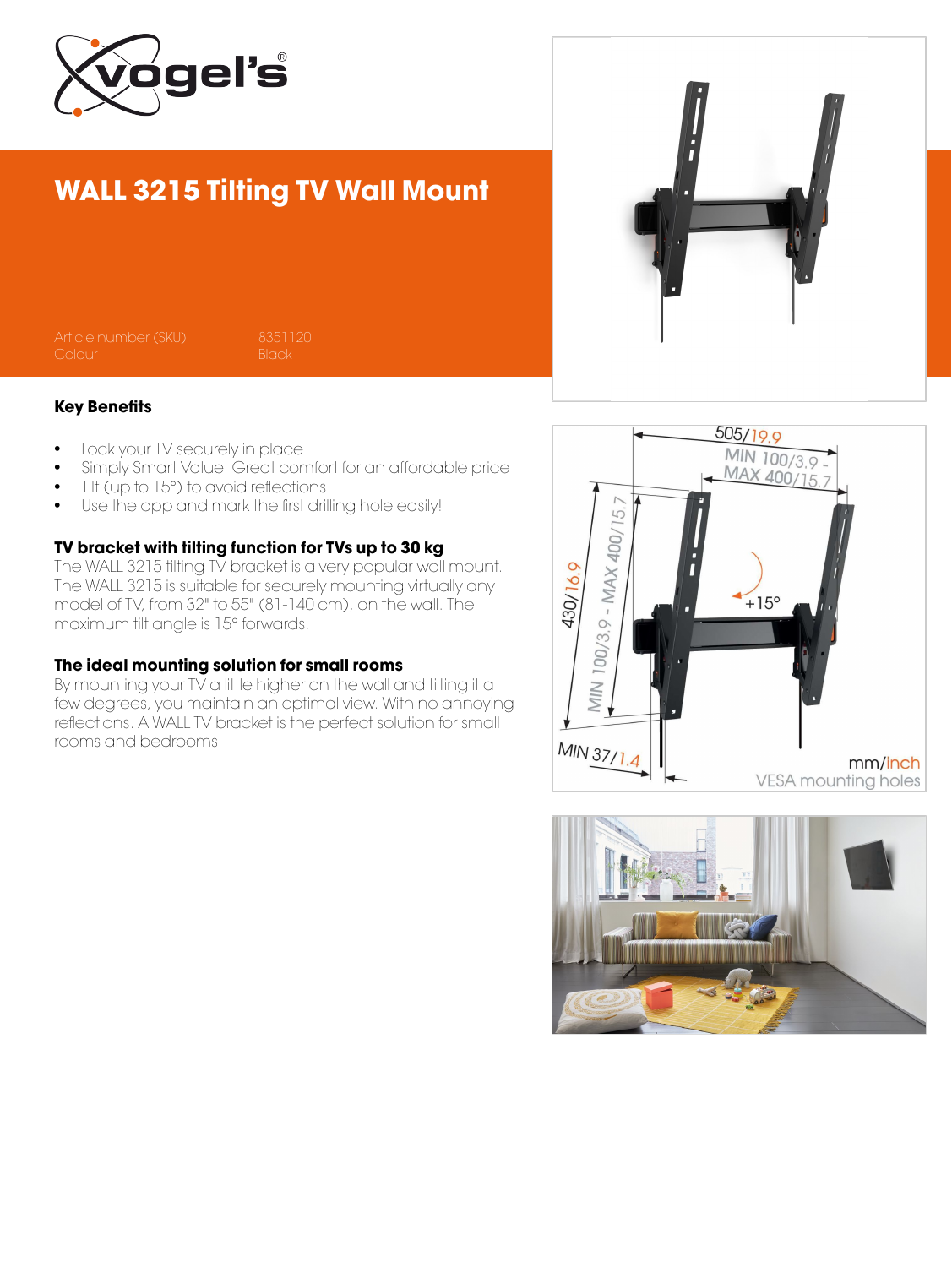# WALL 3215 Tilting TV Wall Mount

| | |
|---|---|
| Article number (SKU) | 8351120 |
| Colour | Black |

## Key Benefits

- Lock your TV securely in place
- Simply Smart Value: Great comfort for an affordable price
- Tilt (up to 15°) to avoid reflections
- Use the app and mark the first drilling hole easily!

### TV bracket with tilting function for TVs up to 30 kg

The WALL 3215 tilting TV bracket is a very popular wall mount. The WALL 3215 is suitable for securely mounting virtually any model of TV, from 32" to 55" (81-140 cm), on the wall. The maximum tilt angle is 15° forwards.

### The ideal mounting solution for small rooms

By mounting your TV a little higher on the wall and tilting it a few degrees, you maintain an optimal view. With no annoying reflections. A WALL TV bracket is the perfect solution for small rooms and bedrooms.

505/19.9

MIN 100/3.9 - MAX 400/15.7

430/16.9

MIN 100/3.9 - MAX 400/15.7

+15°

MIN 37/1.4

mm/inch

VESA mounting holes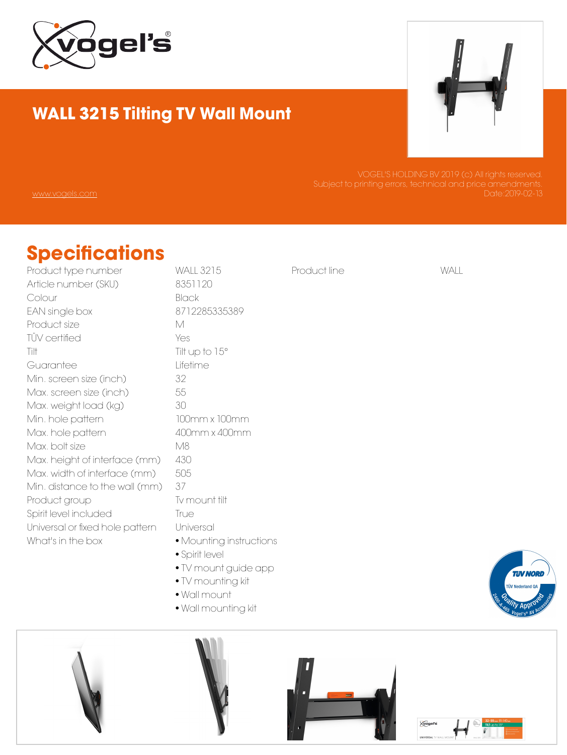# WALL 3215 Tilting TV Wall Mount

VOGEL'S HOLDING BV 2019 (c) All rights reserved.
Subject to printing errors, technical and price amendments.
Date:2019-02-13

www.vogels.com

## Specifications

| | | | |
|---|---|---|---|
| Product type number | WALL 3215 | Product line | WALL |
| Article number (SKU) | 8351120 | | |
| Colour | Black | | |
| EAN single box | 8712285335389 | | |
| Product size | M | | |
| TÜV certified | Yes | | |
| Tilt | Tilt up to 15° | | |
| Guarantee | Lifetime | | |
| Min. screen size (inch) | 32 | | |
| Max. screen size (inch) | 55 | | |
| Max. weight load (kg) | 30 | | |
| Min. hole pattern | 100mm x 100mm | | |
| Max. hole pattern | 400mm x 400mm | | |
| Max. bolt size | M8 | | |
| Max. height of interface (mm) | 430 | | |
| Max. width of interface (mm) | 505 | | |
| Min. distance to the wall (mm) | 37 | | |
| Product group | Tv mount tilt | | |
| Spirit level included | True | | |
| Universal or fixed hole pattern | Universal | | |
| What's in the box | • Mounting instructions<br>• Spirit level<br>• TV mount guide app<br>• TV mounting kit<br>• Wall mount<br>• Wall mounting kit | | |

TÜV NORD
TÜV Nederland QA
Quality Approved
2400-A-465 Vogel's® AV Accessories